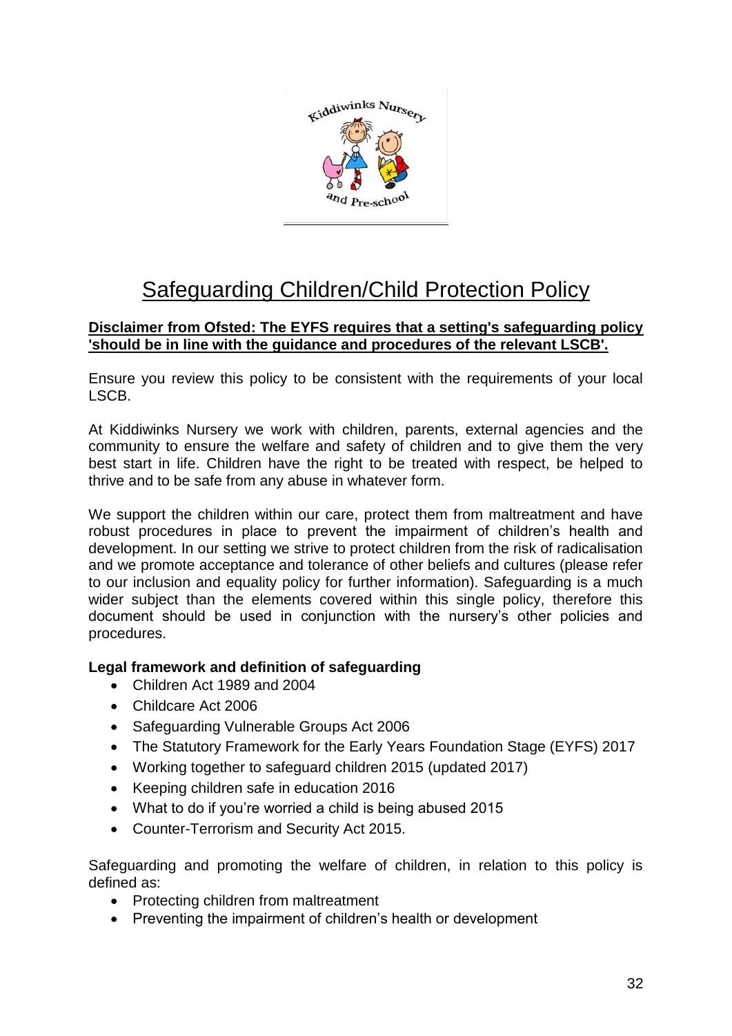# Safeguarding Children/Child Protection Policy

**Disclaimer from Ofsted: The EYFS requires that a setting's safeguarding policy 'should be in line with the guidance and procedures of the relevant LSCB'.**

Ensure you review this policy to be consistent with the requirements of your local LSCB.

At Kiddiwinks Nursery we work with children, parents, external agencies and the community to ensure the welfare and safety of children and to give them the very best start in life. Children have the right to be treated with respect, be helped to thrive and to be safe from any abuse in whatever form.

We support the children within our care, protect them from maltreatment and have robust procedures in place to prevent the impairment of children's health and development. In our setting we strive to protect children from the risk of radicalisation and we promote acceptance and tolerance of other beliefs and cultures (please refer to our inclusion and equality policy for further information). Safeguarding is a much wider subject than the elements covered within this single policy, therefore this document should be used in conjunction with the nursery's other policies and procedures.

**Legal framework and definition of safeguarding**

- Children Act 1989 and 2004
- Childcare Act 2006
- Safeguarding Vulnerable Groups Act 2006
- The Statutory Framework for the Early Years Foundation Stage (EYFS) 2017
- Working together to safeguard children 2015 (updated 2017)
- Keeping children safe in education 2016
- What to do if you're worried a child is being abused 2015
- Counter-Terrorism and Security Act 2015.

Safeguarding and promoting the welfare of children, in relation to this policy is defined as:

- Protecting children from maltreatment
- Preventing the impairment of children's health or development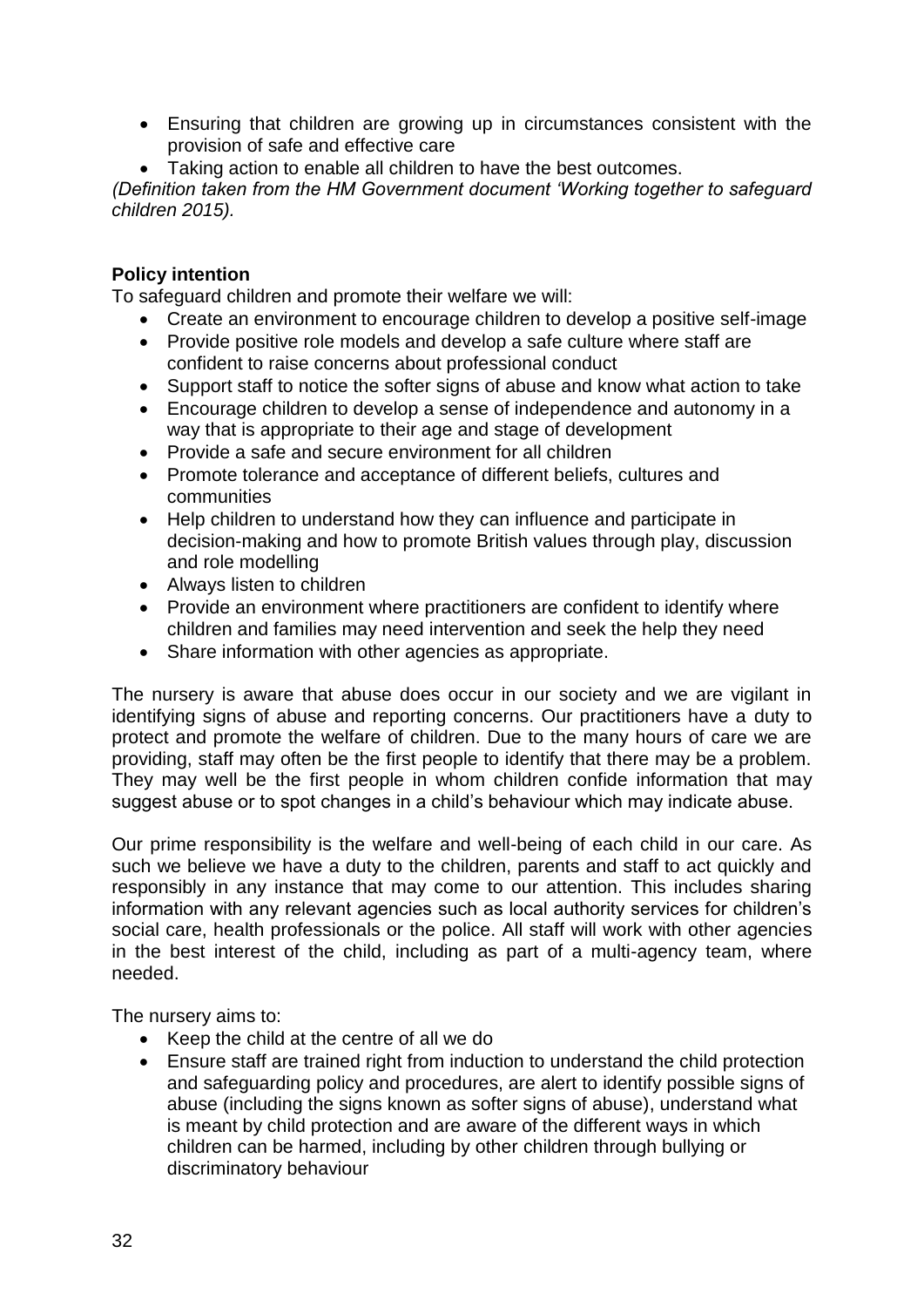- Ensuring that children are growing up in circumstances consistent with the provision of safe and effective care
- Taking action to enable all children to have the best outcomes.

*(Definition taken from the HM Government document 'Working together to safeguard children 2015).*

**Policy intention**

To safeguard children and promote their welfare we will:

- Create an environment to encourage children to develop a positive self-image
- Provide positive role models and develop a safe culture where staff are confident to raise concerns about professional conduct
- Support staff to notice the softer signs of abuse and know what action to take
- Encourage children to develop a sense of independence and autonomy in a way that is appropriate to their age and stage of development
- Provide a safe and secure environment for all children
- Promote tolerance and acceptance of different beliefs, cultures and communities
- Help children to understand how they can influence and participate in decision-making and how to promote British values through play, discussion and role modelling
- Always listen to children
- Provide an environment where practitioners are confident to identify where children and families may need intervention and seek the help they need
- Share information with other agencies as appropriate.

The nursery is aware that abuse does occur in our society and we are vigilant in identifying signs of abuse and reporting concerns. Our practitioners have a duty to protect and promote the welfare of children. Due to the many hours of care we are providing, staff may often be the first people to identify that there may be a problem. They may well be the first people in whom children confide information that may suggest abuse or to spot changes in a child's behaviour which may indicate abuse.

Our prime responsibility is the welfare and well-being of each child in our care. As such we believe we have a duty to the children, parents and staff to act quickly and responsibly in any instance that may come to our attention. This includes sharing information with any relevant agencies such as local authority services for children's social care, health professionals or the police. All staff will work with other agencies in the best interest of the child, including as part of a multi-agency team, where needed.

The nursery aims to:

- Keep the child at the centre of all we do
- Ensure staff are trained right from induction to understand the child protection and safeguarding policy and procedures, are alert to identify possible signs of abuse (including the signs known as softer signs of abuse), understand what is meant by child protection and are aware of the different ways in which children can be harmed, including by other children through bullying or discriminatory behaviour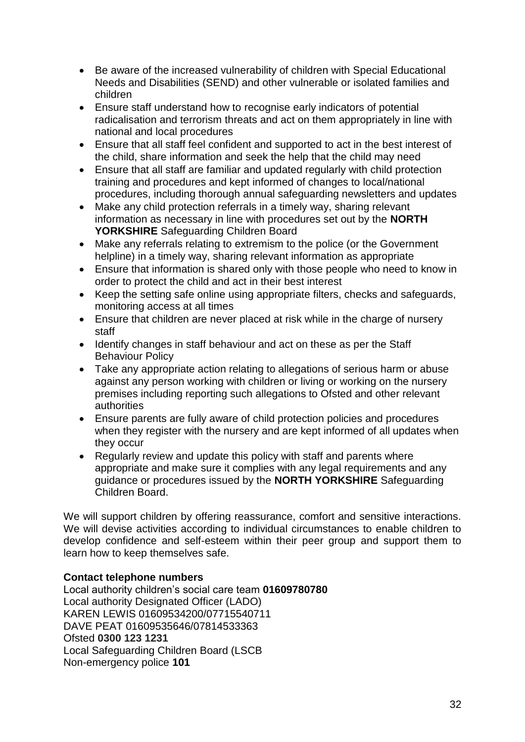- Be aware of the increased vulnerability of children with Special Educational Needs and Disabilities (SEND) and other vulnerable or isolated families and children
- Ensure staff understand how to recognise early indicators of potential radicalisation and terrorism threats and act on them appropriately in line with national and local procedures
- Ensure that all staff feel confident and supported to act in the best interest of the child, share information and seek the help that the child may need
- Ensure that all staff are familiar and updated regularly with child protection training and procedures and kept informed of changes to local/national procedures, including thorough annual safeguarding newsletters and updates
- Make any child protection referrals in a timely way, sharing relevant information as necessary in line with procedures set out by the **NORTH YORKSHIRE** Safeguarding Children Board
- Make any referrals relating to extremism to the police (or the Government helpline) in a timely way, sharing relevant information as appropriate
- Ensure that information is shared only with those people who need to know in order to protect the child and act in their best interest
- Keep the setting safe online using appropriate filters, checks and safeguards, monitoring access at all times
- Ensure that children are never placed at risk while in the charge of nursery staff
- Identify changes in staff behaviour and act on these as per the Staff Behaviour Policy
- Take any appropriate action relating to allegations of serious harm or abuse against any person working with children or living or working on the nursery premises including reporting such allegations to Ofsted and other relevant authorities
- Ensure parents are fully aware of child protection policies and procedures when they register with the nursery and are kept informed of all updates when they occur
- Regularly review and update this policy with staff and parents where appropriate and make sure it complies with any legal requirements and any guidance or procedures issued by the **NORTH YORKSHIRE** Safeguarding Children Board.

We will support children by offering reassurance, comfort and sensitive interactions. We will devise activities according to individual circumstances to enable children to develop confidence and self-esteem within their peer group and support them to learn how to keep themselves safe.

**Contact telephone numbers**
Local authority children's social care team **01609780780**
Local authority Designated Officer (LADO)
KAREN LEWIS 01609534200/07715540711
DAVE PEAT 01609535646/07814533363
Ofsted **0300 123 1231**
Local Safeguarding Children Board (LSCB
Non-emergency police **101**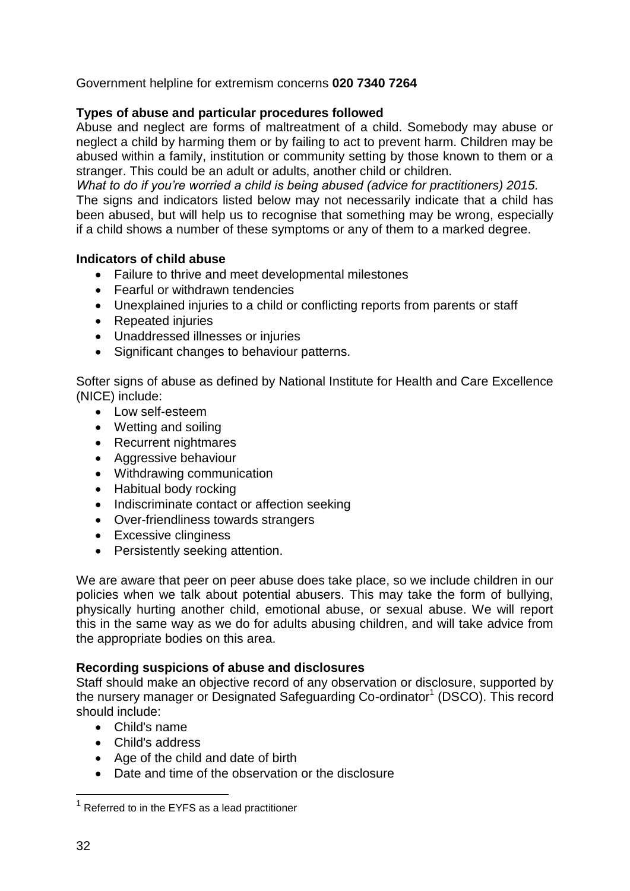Government helpline for extremism concerns **020 7340 7264**

**Types of abuse and particular procedures followed**

Abuse and neglect are forms of maltreatment of a child. Somebody may abuse or neglect a child by harming them or by failing to act to prevent harm. Children may be abused within a family, institution or community setting by those known to them or a stranger. This could be an adult or adults, another child or children.

*What to do if you're worried a child is being abused (advice for practitioners) 2015.*

The signs and indicators listed below may not necessarily indicate that a child has been abused, but will help us to recognise that something may be wrong, especially if a child shows a number of these symptoms or any of them to a marked degree.

**Indicators of child abuse**

- Failure to thrive and meet developmental milestones
- Fearful or withdrawn tendencies
- Unexplained injuries to a child or conflicting reports from parents or staff
- Repeated injuries
- Unaddressed illnesses or injuries
- Significant changes to behaviour patterns.

Softer signs of abuse as defined by National Institute for Health and Care Excellence (NICE) include:

- Low self-esteem
- Wetting and soiling
- Recurrent nightmares
- Aggressive behaviour
- Withdrawing communication
- Habitual body rocking
- Indiscriminate contact or affection seeking
- Over-friendliness towards strangers
- Excessive clinginess
- Persistently seeking attention.

We are aware that peer on peer abuse does take place, so we include children in our policies when we talk about potential abusers. This may take the form of bullying, physically hurting another child, emotional abuse, or sexual abuse. We will report this in the same way as we do for adults abusing children, and will take advice from the appropriate bodies on this area.

**Recording suspicions of abuse and disclosures**

Staff should make an objective record of any observation or disclosure, supported by the nursery manager or Designated Safeguarding Co-ordinator[1] (DSCO). This record should include:

- Child's name
- Child's address
- Age of the child and date of birth
- Date and time of the observation or the disclosure

[1] Referred to in the EYFS as a lead practitioner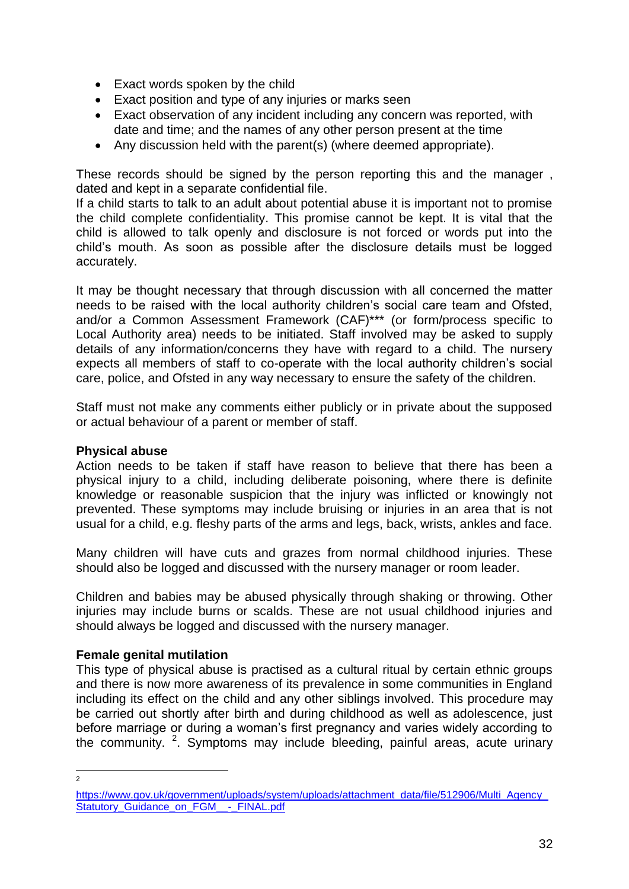- Exact words spoken by the child
- Exact position and type of any injuries or marks seen
- Exact observation of any incident including any concern was reported, with date and time; and the names of any other person present at the time
- Any discussion held with the parent(s) (where deemed appropriate).

These records should be signed by the person reporting this and the manager , dated and kept in a separate confidential file.

If a child starts to talk to an adult about potential abuse it is important not to promise the child complete confidentiality. This promise cannot be kept. It is vital that the child is allowed to talk openly and disclosure is not forced or words put into the child's mouth. As soon as possible after the disclosure details must be logged accurately.

It may be thought necessary that through discussion with all concerned the matter needs to be raised with the local authority children's social care team and Ofsted, and/or a Common Assessment Framework (CAF)*** (or form/process specific to Local Authority area) needs to be initiated. Staff involved may be asked to supply details of any information/concerns they have with regard to a child. The nursery expects all members of staff to co-operate with the local authority children's social care, police, and Ofsted in any way necessary to ensure the safety of the children.

Staff must not make any comments either publicly or in private about the supposed or actual behaviour of a parent or member of staff.

**Physical abuse**

Action needs to be taken if staff have reason to believe that there has been a physical injury to a child, including deliberate poisoning, where there is definite knowledge or reasonable suspicion that the injury was inflicted or knowingly not prevented. These symptoms may include bruising or injuries in an area that is not usual for a child, e.g. fleshy parts of the arms and legs, back, wrists, ankles and face.

Many children will have cuts and grazes from normal childhood injuries. These should also be logged and discussed with the nursery manager or room leader.

Children and babies may be abused physically through shaking or throwing. Other injuries may include burns or scalds. These are not usual childhood injuries and should always be logged and discussed with the nursery manager.

**Female genital mutilation**

This type of physical abuse is practised as a cultural ritual by certain ethnic groups and there is now more awareness of its prevalence in some communities in England including its effect on the child and any other siblings involved. This procedure may be carried out shortly after birth and during childhood as well as adolescence, just before marriage or during a woman's first pregnancy and varies widely according to the community. [2]. Symptoms may include bleeding, painful areas, acute urinary

---

[2] https://www.gov.uk/government/uploads/system/uploads/attachment_data/file/512906/Multi_Agency_Statutory_Guidance_on_FGM__-_FINAL.pdf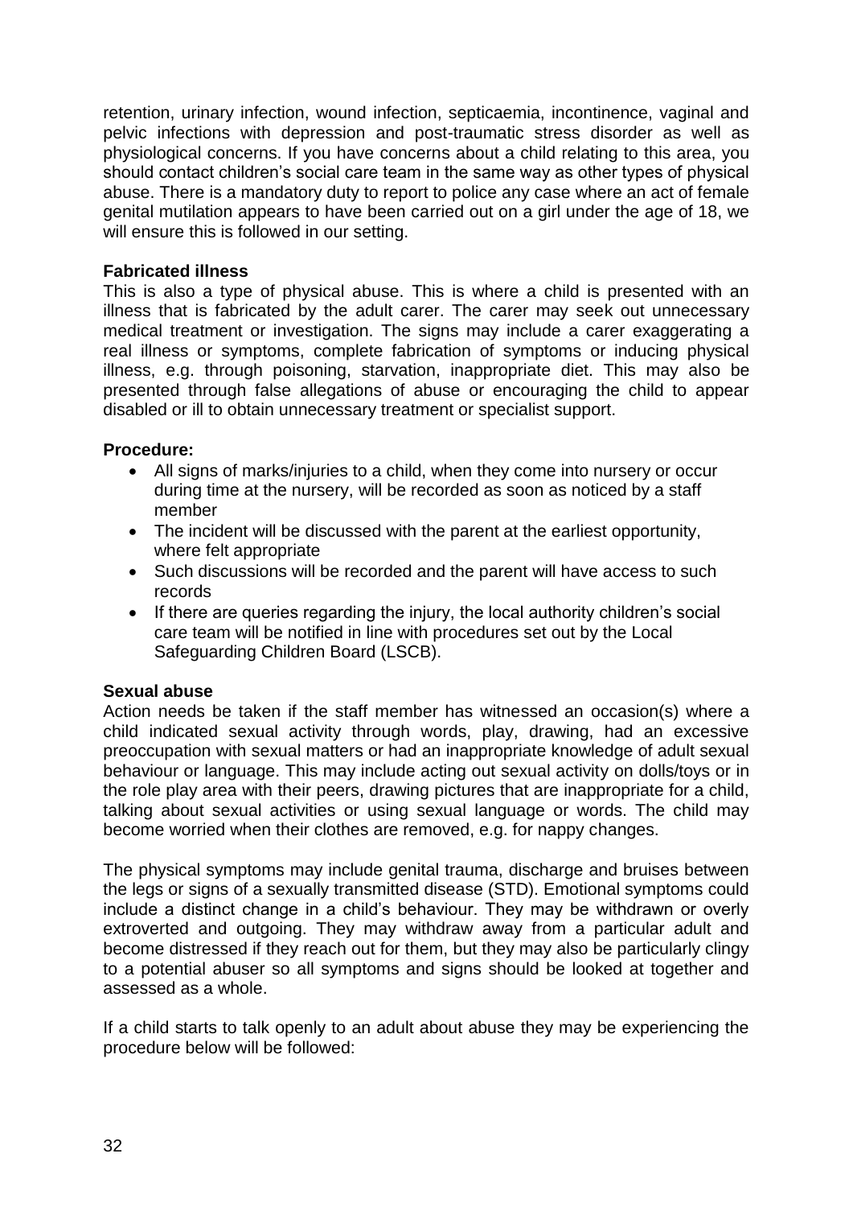retention, urinary infection, wound infection, septicaemia, incontinence, vaginal and pelvic infections with depression and post-traumatic stress disorder as well as physiological concerns. If you have concerns about a child relating to this area, you should contact children's social care team in the same way as other types of physical abuse. There is a mandatory duty to report to police any case where an act of female genital mutilation appears to have been carried out on a girl under the age of 18, we will ensure this is followed in our setting.

**Fabricated illness**

This is also a type of physical abuse. This is where a child is presented with an illness that is fabricated by the adult carer. The carer may seek out unnecessary medical treatment or investigation. The signs may include a carer exaggerating a real illness or symptoms, complete fabrication of symptoms or inducing physical illness, e.g. through poisoning, starvation, inappropriate diet. This may also be presented through false allegations of abuse or encouraging the child to appear disabled or ill to obtain unnecessary treatment or specialist support.

**Procedure:**

- All signs of marks/injuries to a child, when they come into nursery or occur during time at the nursery, will be recorded as soon as noticed by a staff member
- The incident will be discussed with the parent at the earliest opportunity, where felt appropriate
- Such discussions will be recorded and the parent will have access to such records
- If there are queries regarding the injury, the local authority children's social care team will be notified in line with procedures set out by the Local Safeguarding Children Board (LSCB).

**Sexual abuse**

Action needs be taken if the staff member has witnessed an occasion(s) where a child indicated sexual activity through words, play, drawing, had an excessive preoccupation with sexual matters or had an inappropriate knowledge of adult sexual behaviour or language. This may include acting out sexual activity on dolls/toys or in the role play area with their peers, drawing pictures that are inappropriate for a child, talking about sexual activities or using sexual language or words. The child may become worried when their clothes are removed, e.g. for nappy changes.

The physical symptoms may include genital trauma, discharge and bruises between the legs or signs of a sexually transmitted disease (STD). Emotional symptoms could include a distinct change in a child's behaviour. They may be withdrawn or overly extroverted and outgoing. They may withdraw away from a particular adult and become distressed if they reach out for them, but they may also be particularly clingy to a potential abuser so all symptoms and signs should be looked at together and assessed as a whole.

If a child starts to talk openly to an adult about abuse they may be experiencing the procedure below will be followed: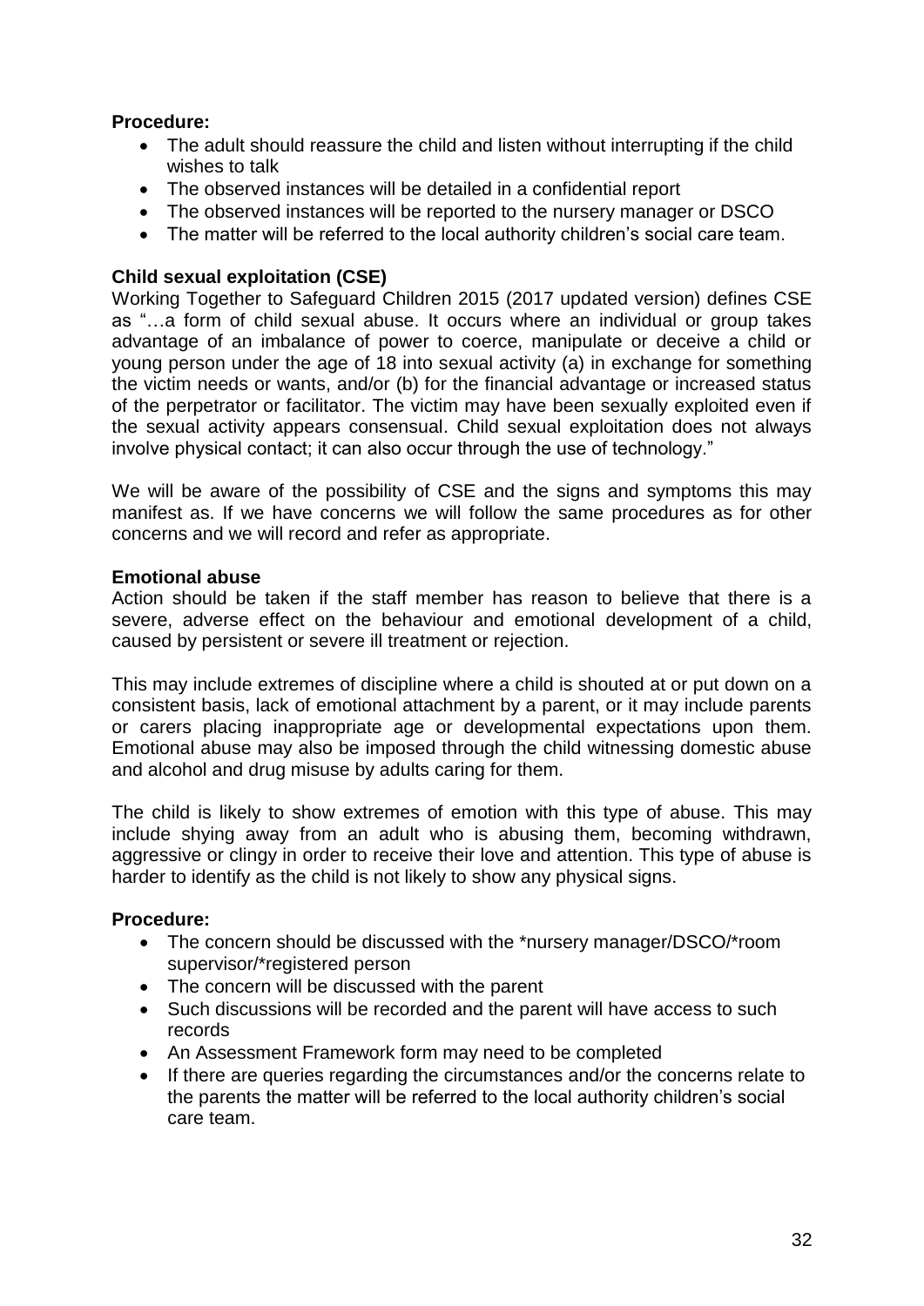**Procedure:**

- The adult should reassure the child and listen without interrupting if the child wishes to talk
- The observed instances will be detailed in a confidential report
- The observed instances will be reported to the nursery manager or DSCO
- The matter will be referred to the local authority children's social care team.

**Child sexual exploitation (CSE)**

Working Together to Safeguard Children 2015 (2017 updated version) defines CSE as "…a form of child sexual abuse. It occurs where an individual or group takes advantage of an imbalance of power to coerce, manipulate or deceive a child or young person under the age of 18 into sexual activity (a) in exchange for something the victim needs or wants, and/or (b) for the financial advantage or increased status of the perpetrator or facilitator. The victim may have been sexually exploited even if the sexual activity appears consensual. Child sexual exploitation does not always involve physical contact; it can also occur through the use of technology."

We will be aware of the possibility of CSE and the signs and symptoms this may manifest as. If we have concerns we will follow the same procedures as for other concerns and we will record and refer as appropriate.

**Emotional abuse**

Action should be taken if the staff member has reason to believe that there is a severe, adverse effect on the behaviour and emotional development of a child, caused by persistent or severe ill treatment or rejection.

This may include extremes of discipline where a child is shouted at or put down on a consistent basis, lack of emotional attachment by a parent, or it may include parents or carers placing inappropriate age or developmental expectations upon them. Emotional abuse may also be imposed through the child witnessing domestic abuse and alcohol and drug misuse by adults caring for them.

The child is likely to show extremes of emotion with this type of abuse. This may include shying away from an adult who is abusing them, becoming withdrawn, aggressive or clingy in order to receive their love and attention. This type of abuse is harder to identify as the child is not likely to show any physical signs.

**Procedure:**

- The concern should be discussed with the *nursery manager/DSCO/*room supervisor/*registered person
- The concern will be discussed with the parent
- Such discussions will be recorded and the parent will have access to such records
- An Assessment Framework form may need to be completed
- If there are queries regarding the circumstances and/or the concerns relate to the parents the matter will be referred to the local authority children's social care team.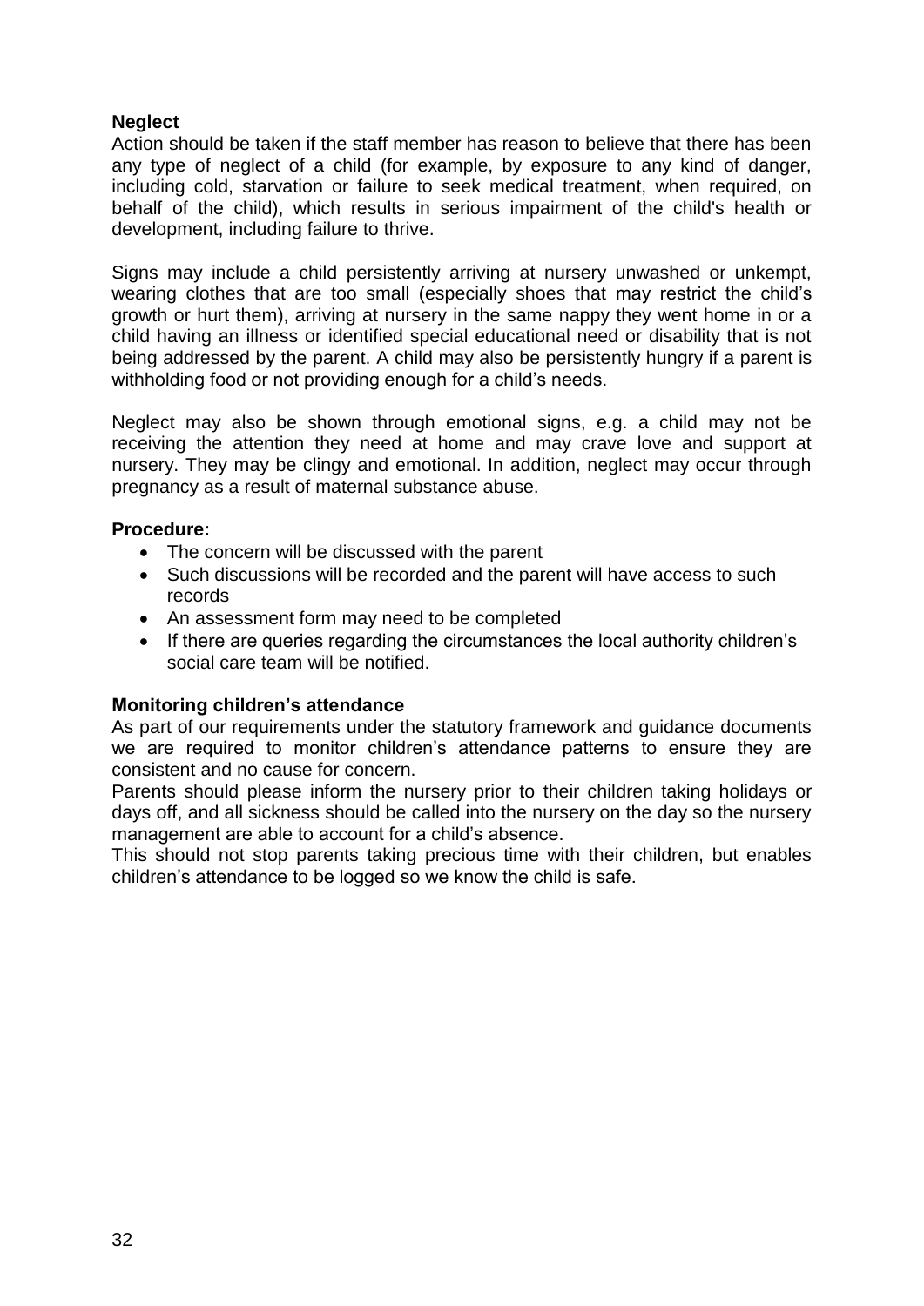**Neglect**

Action should be taken if the staff member has reason to believe that there has been any type of neglect of a child (for example, by exposure to any kind of danger, including cold, starvation or failure to seek medical treatment, when required, on behalf of the child), which results in serious impairment of the child's health or development, including failure to thrive.

Signs may include a child persistently arriving at nursery unwashed or unkempt, wearing clothes that are too small (especially shoes that may restrict the child's growth or hurt them), arriving at nursery in the same nappy they went home in or a child having an illness or identified special educational need or disability that is not being addressed by the parent. A child may also be persistently hungry if a parent is withholding food or not providing enough for a child's needs.

Neglect may also be shown through emotional signs, e.g. a child may not be receiving the attention they need at home and may crave love and support at nursery. They may be clingy and emotional. In addition, neglect may occur through pregnancy as a result of maternal substance abuse.

**Procedure:**

- The concern will be discussed with the parent
- Such discussions will be recorded and the parent will have access to such records
- An assessment form may need to be completed
- If there are queries regarding the circumstances the local authority children's social care team will be notified.

**Monitoring children's attendance**

As part of our requirements under the statutory framework and guidance documents we are required to monitor children's attendance patterns to ensure they are consistent and no cause for concern.

Parents should please inform the nursery prior to their children taking holidays or days off, and all sickness should be called into the nursery on the day so the nursery management are able to account for a child's absence.

This should not stop parents taking precious time with their children, but enables children's attendance to be logged so we know the child is safe.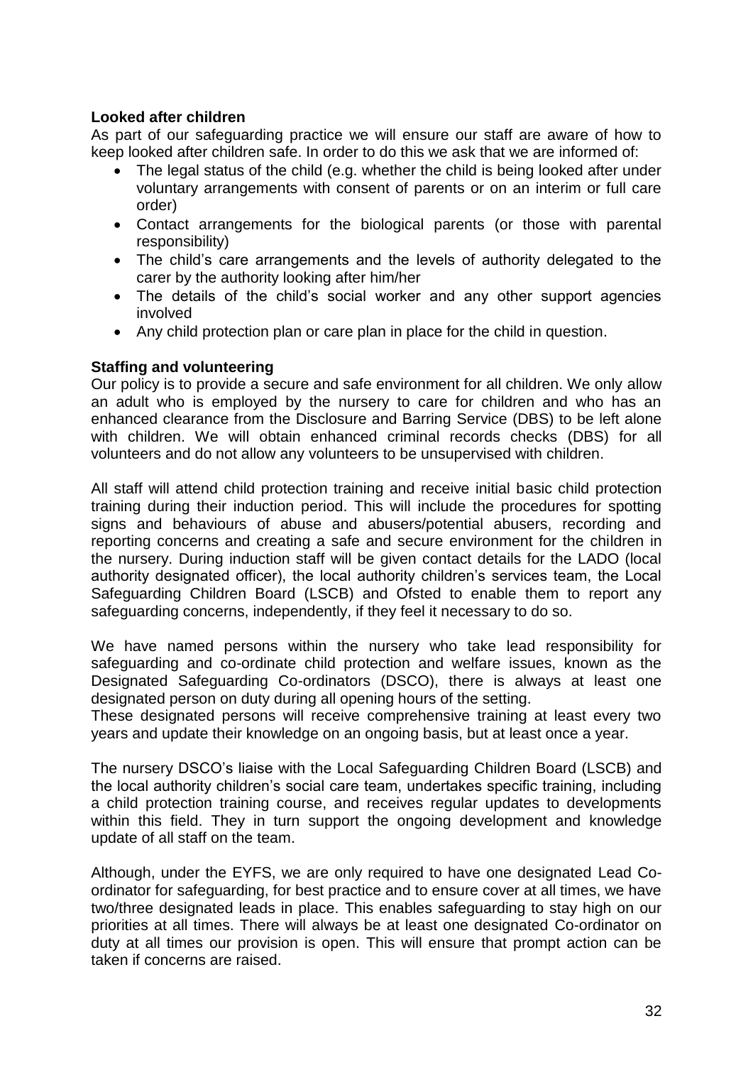**Looked after children**

As part of our safeguarding practice we will ensure our staff are aware of how to keep looked after children safe. In order to do this we ask that we are informed of:

- The legal status of the child (e.g. whether the child is being looked after under voluntary arrangements with consent of parents or on an interim or full care order)
- Contact arrangements for the biological parents (or those with parental responsibility)
- The child's care arrangements and the levels of authority delegated to the carer by the authority looking after him/her
- The details of the child's social worker and any other support agencies involved
- Any child protection plan or care plan in place for the child in question.

**Staffing and volunteering**

Our policy is to provide a secure and safe environment for all children. We only allow an adult who is employed by the nursery to care for children and who has an enhanced clearance from the Disclosure and Barring Service (DBS) to be left alone with children. We will obtain enhanced criminal records checks (DBS) for all volunteers and do not allow any volunteers to be unsupervised with children.

All staff will attend child protection training and receive initial basic child protection training during their induction period. This will include the procedures for spotting signs and behaviours of abuse and abusers/potential abusers, recording and reporting concerns and creating a safe and secure environment for the children in the nursery. During induction staff will be given contact details for the LADO (local authority designated officer), the local authority children's services team, the Local Safeguarding Children Board (LSCB) and Ofsted to enable them to report any safeguarding concerns, independently, if they feel it necessary to do so.

We have named persons within the nursery who take lead responsibility for safeguarding and co-ordinate child protection and welfare issues, known as the Designated Safeguarding Co-ordinators (DSCO), there is always at least one designated person on duty during all opening hours of the setting.

These designated persons will receive comprehensive training at least every two years and update their knowledge on an ongoing basis, but at least once a year.

The nursery DSCO's liaise with the Local Safeguarding Children Board (LSCB) and the local authority children's social care team, undertakes specific training, including a child protection training course, and receives regular updates to developments within this field. They in turn support the ongoing development and knowledge update of all staff on the team.

Although, under the EYFS, we are only required to have one designated Lead Co-ordinator for safeguarding, for best practice and to ensure cover at all times, we have two/three designated leads in place. This enables safeguarding to stay high on our priorities at all times. There will always be at least one designated Co-ordinator on duty at all times our provision is open. This will ensure that prompt action can be taken if concerns are raised.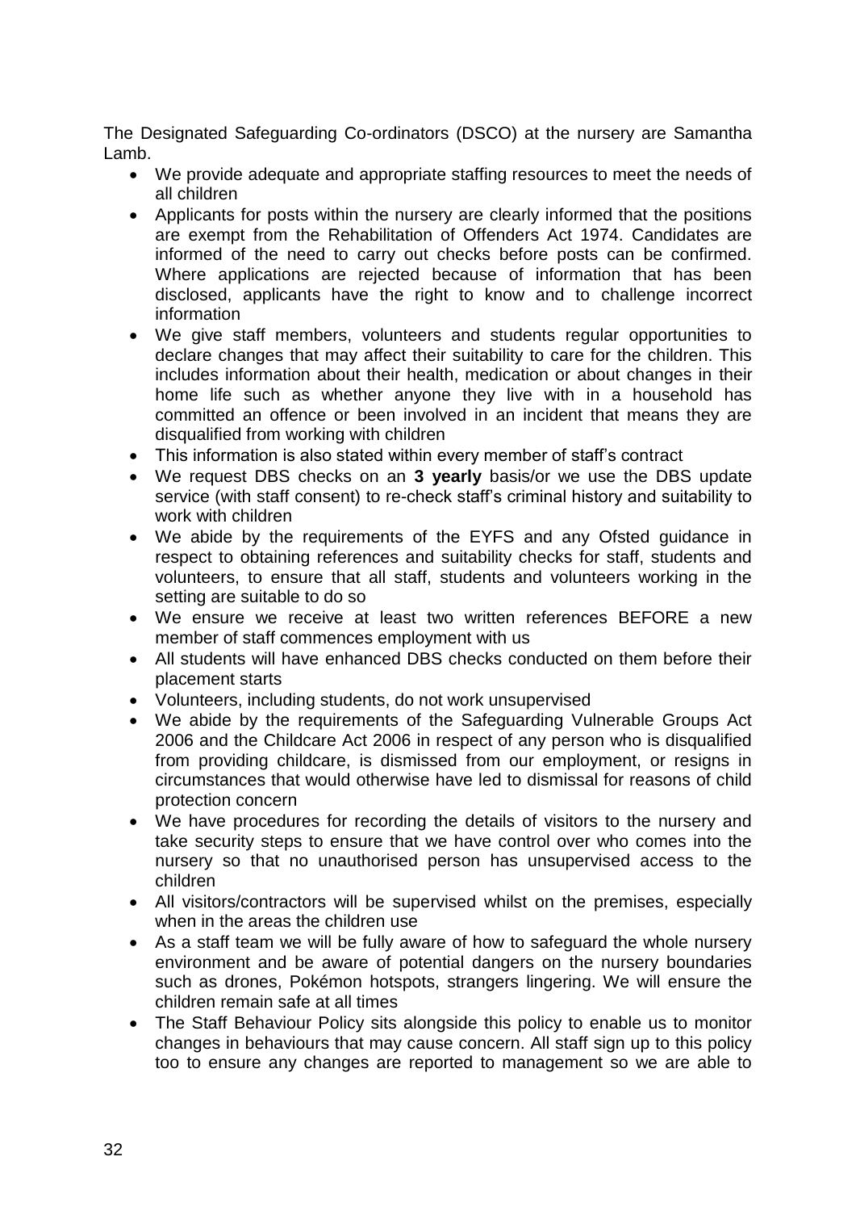The Designated Safeguarding Co-ordinators (DSCO) at the nursery are Samantha Lamb.

- We provide adequate and appropriate staffing resources to meet the needs of all children
- Applicants for posts within the nursery are clearly informed that the positions are exempt from the Rehabilitation of Offenders Act 1974. Candidates are informed of the need to carry out checks before posts can be confirmed. Where applications are rejected because of information that has been disclosed, applicants have the right to know and to challenge incorrect information
- We give staff members, volunteers and students regular opportunities to declare changes that may affect their suitability to care for the children. This includes information about their health, medication or about changes in their home life such as whether anyone they live with in a household has committed an offence or been involved in an incident that means they are disqualified from working with children
- This information is also stated within every member of staff's contract
- We request DBS checks on an **3 yearly** basis/or we use the DBS update service (with staff consent) to re-check staff's criminal history and suitability to work with children
- We abide by the requirements of the EYFS and any Ofsted guidance in respect to obtaining references and suitability checks for staff, students and volunteers, to ensure that all staff, students and volunteers working in the setting are suitable to do so
- We ensure we receive at least two written references BEFORE a new member of staff commences employment with us
- All students will have enhanced DBS checks conducted on them before their placement starts
- Volunteers, including students, do not work unsupervised
- We abide by the requirements of the Safeguarding Vulnerable Groups Act 2006 and the Childcare Act 2006 in respect of any person who is disqualified from providing childcare, is dismissed from our employment, or resigns in circumstances that would otherwise have led to dismissal for reasons of child protection concern
- We have procedures for recording the details of visitors to the nursery and take security steps to ensure that we have control over who comes into the nursery so that no unauthorised person has unsupervised access to the children
- All visitors/contractors will be supervised whilst on the premises, especially when in the areas the children use
- As a staff team we will be fully aware of how to safeguard the whole nursery environment and be aware of potential dangers on the nursery boundaries such as drones, Pokémon hotspots, strangers lingering. We will ensure the children remain safe at all times
- The Staff Behaviour Policy sits alongside this policy to enable us to monitor changes in behaviours that may cause concern. All staff sign up to this policy too to ensure any changes are reported to management so we are able to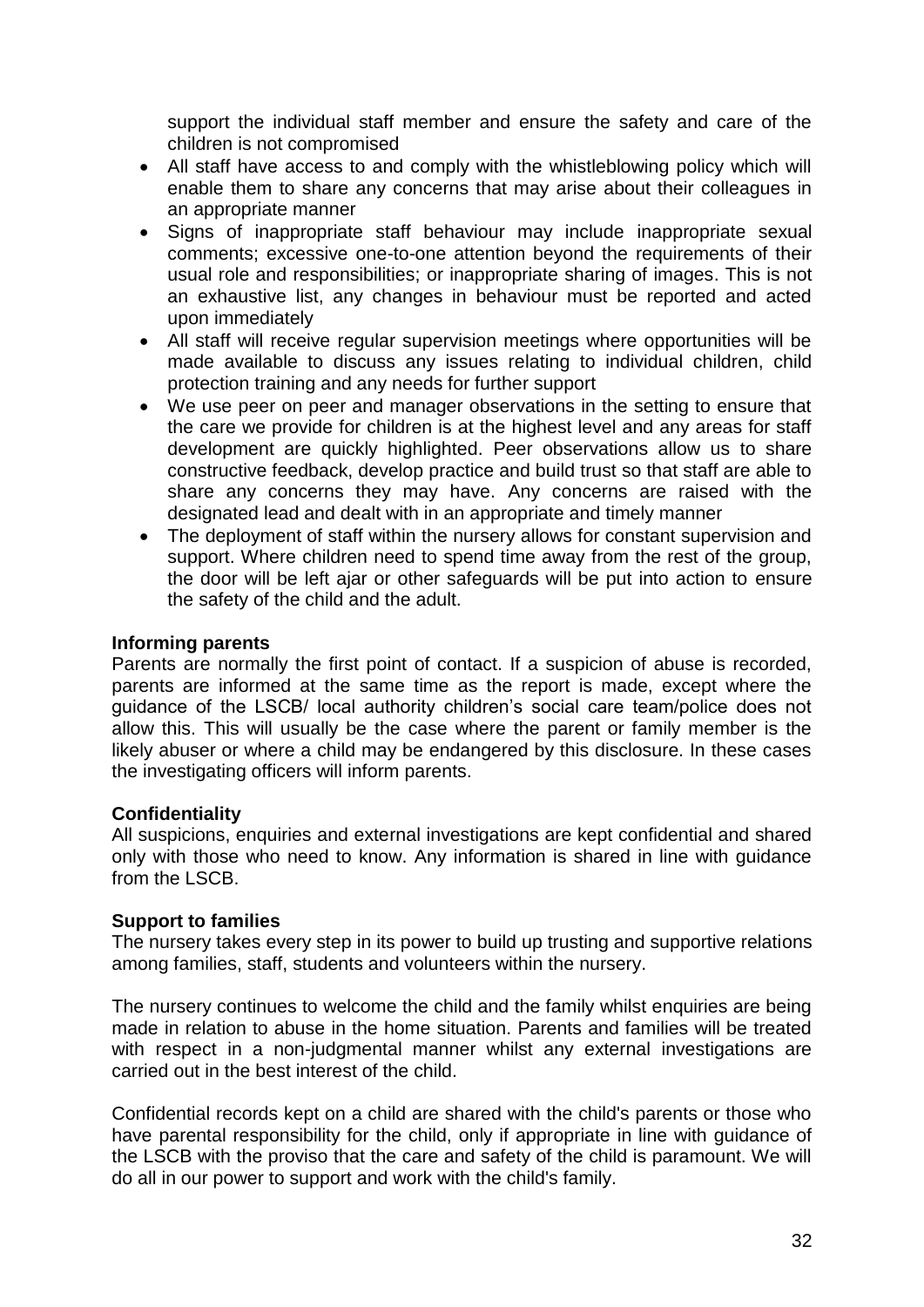support the individual staff member and ensure the safety and care of the children is not compromised

- All staff have access to and comply with the whistleblowing policy which will enable them to share any concerns that may arise about their colleagues in an appropriate manner
- Signs of inappropriate staff behaviour may include inappropriate sexual comments; excessive one-to-one attention beyond the requirements of their usual role and responsibilities; or inappropriate sharing of images. This is not an exhaustive list, any changes in behaviour must be reported and acted upon immediately
- All staff will receive regular supervision meetings where opportunities will be made available to discuss any issues relating to individual children, child protection training and any needs for further support
- We use peer on peer and manager observations in the setting to ensure that the care we provide for children is at the highest level and any areas for staff development are quickly highlighted. Peer observations allow us to share constructive feedback, develop practice and build trust so that staff are able to share any concerns they may have. Any concerns are raised with the designated lead and dealt with in an appropriate and timely manner
- The deployment of staff within the nursery allows for constant supervision and support. Where children need to spend time away from the rest of the group, the door will be left ajar or other safeguards will be put into action to ensure the safety of the child and the adult.

**Informing parents**

Parents are normally the first point of contact. If a suspicion of abuse is recorded, parents are informed at the same time as the report is made, except where the guidance of the LSCB/ local authority children's social care team/police does not allow this. This will usually be the case where the parent or family member is the likely abuser or where a child may be endangered by this disclosure. In these cases the investigating officers will inform parents.

**Confidentiality**

All suspicions, enquiries and external investigations are kept confidential and shared only with those who need to know. Any information is shared in line with guidance from the LSCB.

**Support to families**

The nursery takes every step in its power to build up trusting and supportive relations among families, staff, students and volunteers within the nursery.

The nursery continues to welcome the child and the family whilst enquiries are being made in relation to abuse in the home situation. Parents and families will be treated with respect in a non-judgmental manner whilst any external investigations are carried out in the best interest of the child.

Confidential records kept on a child are shared with the child's parents or those who have parental responsibility for the child, only if appropriate in line with guidance of the LSCB with the proviso that the care and safety of the child is paramount. We will do all in our power to support and work with the child's family.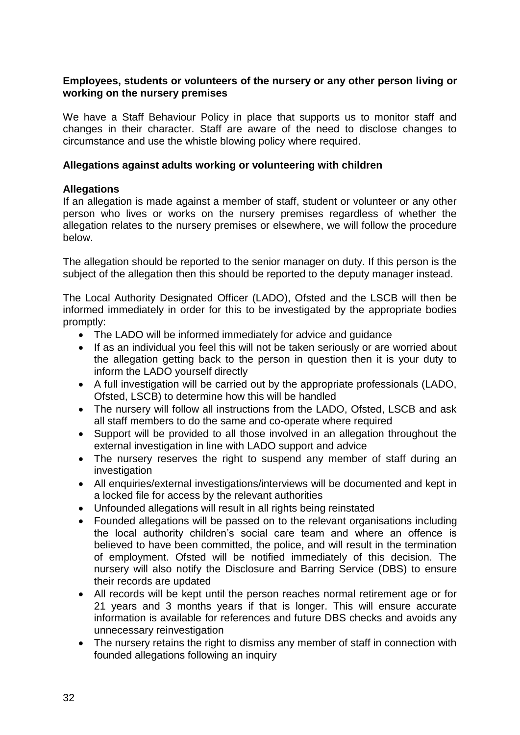**Employees, students or volunteers of the nursery or any other person living or working on the nursery premises**

We have a Staff Behaviour Policy in place that supports us to monitor staff and changes in their character. Staff are aware of the need to disclose changes to circumstance and use the whistle blowing policy where required.

**Allegations against adults working or volunteering with children**

**Allegations**

If an allegation is made against a member of staff, student or volunteer or any other person who lives or works on the nursery premises regardless of whether the allegation relates to the nursery premises or elsewhere, we will follow the procedure below.

The allegation should be reported to the senior manager on duty. If this person is the subject of the allegation then this should be reported to the deputy manager instead.

The Local Authority Designated Officer (LADO), Ofsted and the LSCB will then be informed immediately in order for this to be investigated by the appropriate bodies promptly:

- The LADO will be informed immediately for advice and guidance
- If as an individual you feel this will not be taken seriously or are worried about the allegation getting back to the person in question then it is your duty to inform the LADO yourself directly
- A full investigation will be carried out by the appropriate professionals (LADO, Ofsted, LSCB) to determine how this will be handled
- The nursery will follow all instructions from the LADO, Ofsted, LSCB and ask all staff members to do the same and co-operate where required
- Support will be provided to all those involved in an allegation throughout the external investigation in line with LADO support and advice
- The nursery reserves the right to suspend any member of staff during an investigation
- All enquiries/external investigations/interviews will be documented and kept in a locked file for access by the relevant authorities
- Unfounded allegations will result in all rights being reinstated
- Founded allegations will be passed on to the relevant organisations including the local authority children's social care team and where an offence is believed to have been committed, the police, and will result in the termination of employment. Ofsted will be notified immediately of this decision. The nursery will also notify the Disclosure and Barring Service (DBS) to ensure their records are updated
- All records will be kept until the person reaches normal retirement age or for 21 years and 3 months years if that is longer. This will ensure accurate information is available for references and future DBS checks and avoids any unnecessary reinvestigation
- The nursery retains the right to dismiss any member of staff in connection with founded allegations following an inquiry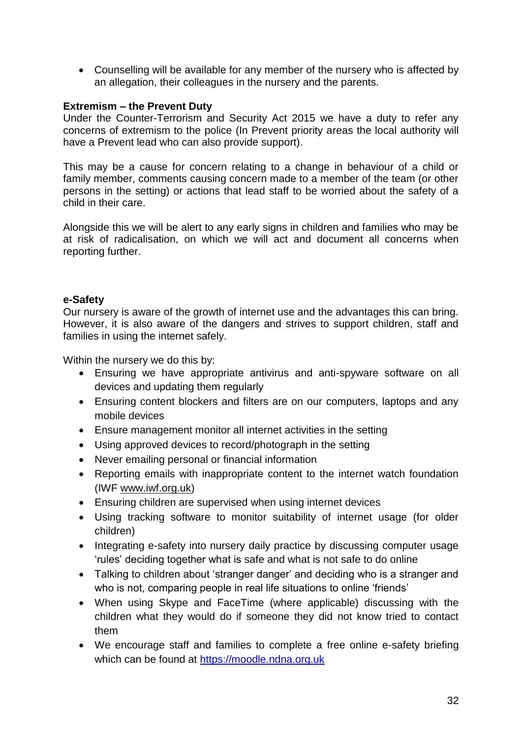- Counselling will be available for any member of the nursery who is affected by an allegation, their colleagues in the nursery and the parents.

**Extremism – the Prevent Duty**

Under the Counter-Terrorism and Security Act 2015 we have a duty to refer any concerns of extremism to the police (In Prevent priority areas the local authority will have a Prevent lead who can also provide support).

This may be a cause for concern relating to a change in behaviour of a child or family member, comments causing concern made to a member of the team (or other persons in the setting) or actions that lead staff to be worried about the safety of a child in their care.

Alongside this we will be alert to any early signs in children and families who may be at risk of radicalisation, on which we will act and document all concerns when reporting further.

**e-Safety**

Our nursery is aware of the growth of internet use and the advantages this can bring. However, it is also aware of the dangers and strives to support children, staff and families in using the internet safely.

Within the nursery we do this by:

- Ensuring we have appropriate antivirus and anti-spyware software on all devices and updating them regularly
- Ensuring content blockers and filters are on our computers, laptops and any mobile devices
- Ensure management monitor all internet activities in the setting
- Using approved devices to record/photograph in the setting
- Never emailing personal or financial information
- Reporting emails with inappropriate content to the internet watch foundation (IWF www.iwf.org.uk)
- Ensuring children are supervised when using internet devices
- Using tracking software to monitor suitability of internet usage (for older children)
- Integrating e-safety into nursery daily practice by discussing computer usage 'rules' deciding together what is safe and what is not safe to do online
- Talking to children about 'stranger danger' and deciding who is a stranger and who is not, comparing people in real life situations to online 'friends'
- When using Skype and FaceTime (where applicable) discussing with the children what they would do if someone they did not know tried to contact them
- We encourage staff and families to complete a free online e-safety briefing which can be found at https://moodle.ndna.org.uk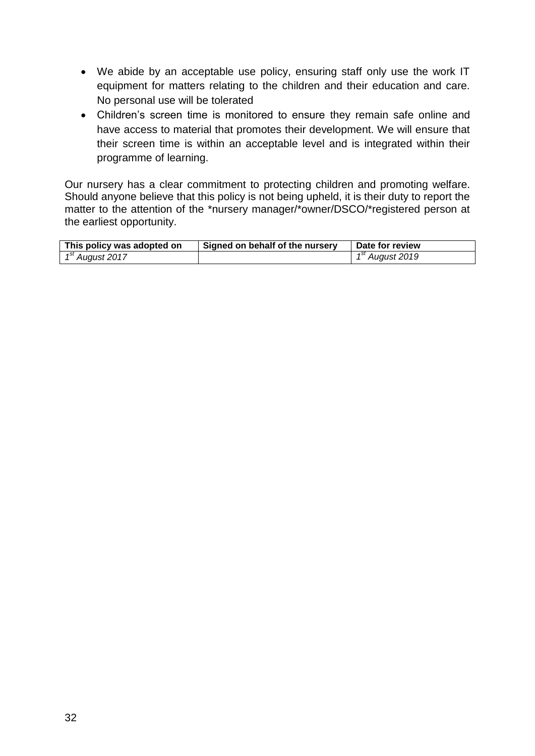- We abide by an acceptable use policy, ensuring staff only use the work IT equipment for matters relating to the children and their education and care. No personal use will be tolerated
- Children's screen time is monitored to ensure they remain safe online and have access to material that promotes their development. We will ensure that their screen time is within an acceptable level and is integrated within their programme of learning.

Our nursery has a clear commitment to protecting children and promoting welfare. Should anyone believe that this policy is not being upheld, it is their duty to report the matter to the attention of the *nursery manager/*owner/DSCO/*registered person at the earliest opportunity.

| This policy was adopted on | Signed on behalf of the nursery | Date for review |
|---|---|---|
| *1st August 2017* | | *1st August 2019* |